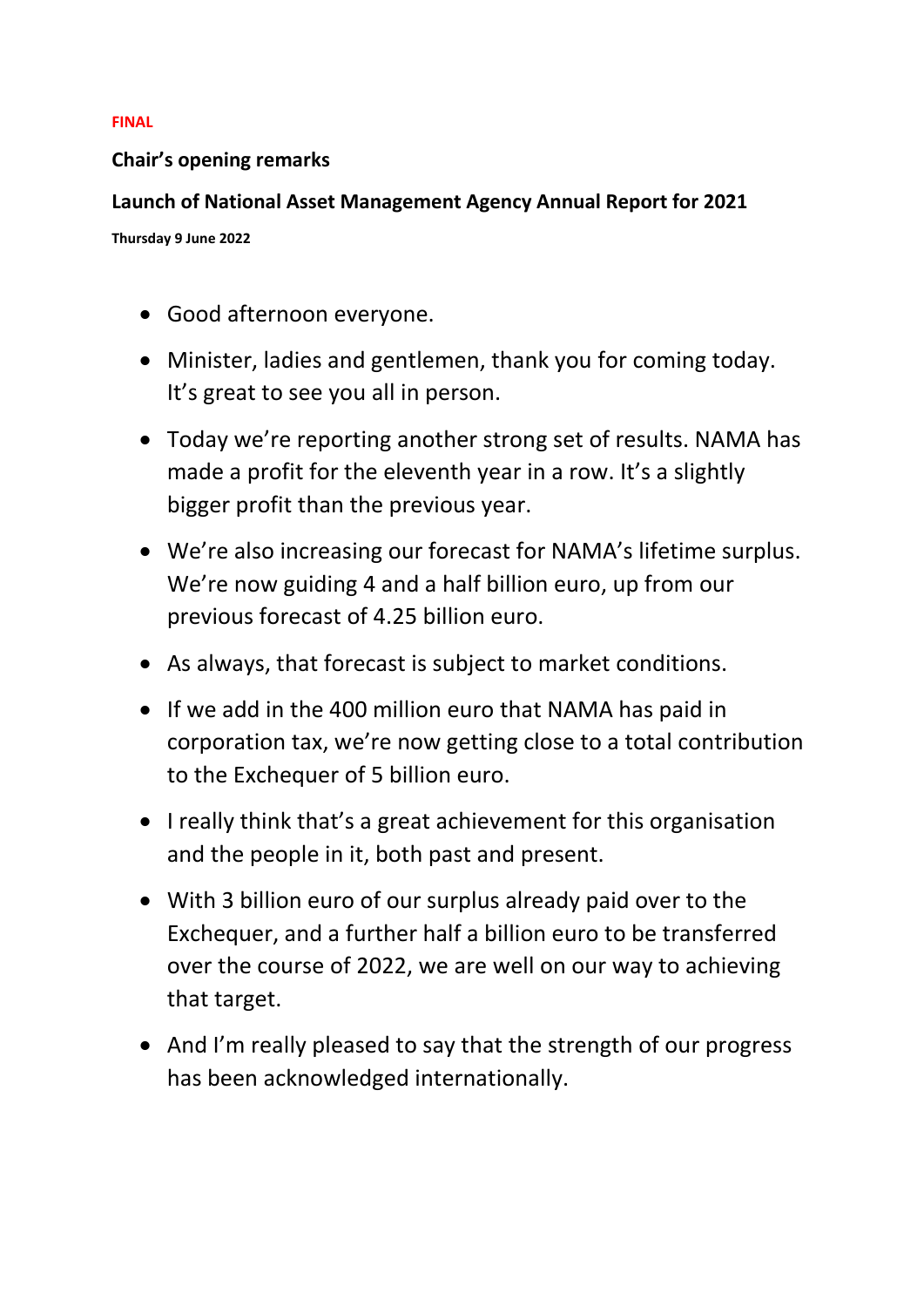**FINAL**

**Chair's opening remarks**

**Launch of National Asset Management Agency Annual Report for 2021**

**Thursday 9 June 2022**

- Good afternoon everyone.
- Minister, ladies and gentlemen, thank you for coming today. It's great to see you all in person.
- Today we're reporting another strong set of results. NAMA has made a profit for the eleventh year in a row. It's a slightly bigger profit than the previous year.
- We're also increasing our forecast for NAMA's lifetime surplus. We're now guiding 4 and a half billion euro, up from our previous forecast of 4.25 billion euro.
- As always, that forecast is subject to market conditions.
- If we add in the 400 million euro that NAMA has paid in corporation tax, we're now getting close to a total contribution to the Exchequer of 5 billion euro.
- I really think that's a great achievement for this organisation and the people in it, both past and present.
- With 3 billion euro of our surplus already paid over to the Exchequer, and a further half a billion euro to be transferred over the course of 2022, we are well on our way to achieving that target.
- And I'm really pleased to say that the strength of our progress has been acknowledged internationally.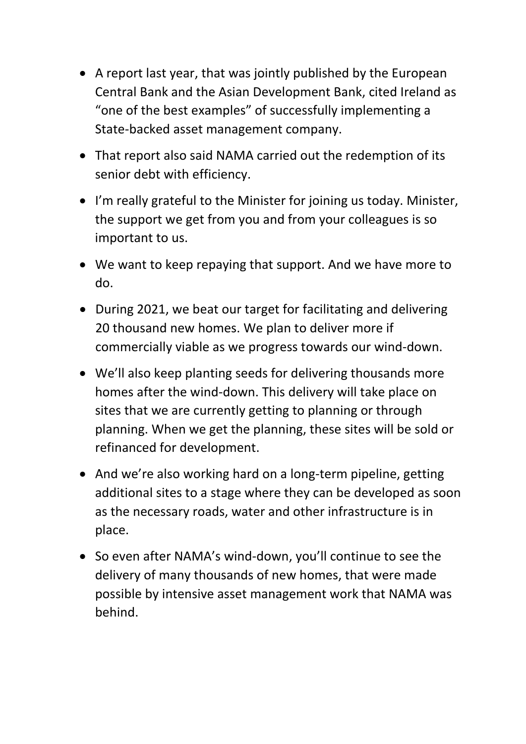- A report last year, that was jointly published by the European Central Bank and the Asian Development Bank, cited Ireland as "one of the best examples" of successfully implementing a State-backed asset management company.
- That report also said NAMA carried out the redemption of its senior debt with efficiency.
- I'm really grateful to the Minister for joining us today. Minister, the support we get from you and from your colleagues is so important to us.
- We want to keep repaying that support. And we have more to do.
- During 2021, we beat our target for facilitating and delivering 20 thousand new homes. We plan to deliver more if commercially viable as we progress towards our wind-down.
- We'll also keep planting seeds for delivering thousands more homes after the wind-down. This delivery will take place on sites that we are currently getting to planning or through planning. When we get the planning, these sites will be sold or refinanced for development.
- And we're also working hard on a long-term pipeline, getting additional sites to a stage where they can be developed as soon as the necessary roads, water and other infrastructure is in place.
- So even after NAMA's wind-down, you'll continue to see the delivery of many thousands of new homes, that were made possible by intensive asset management work that NAMA was behind.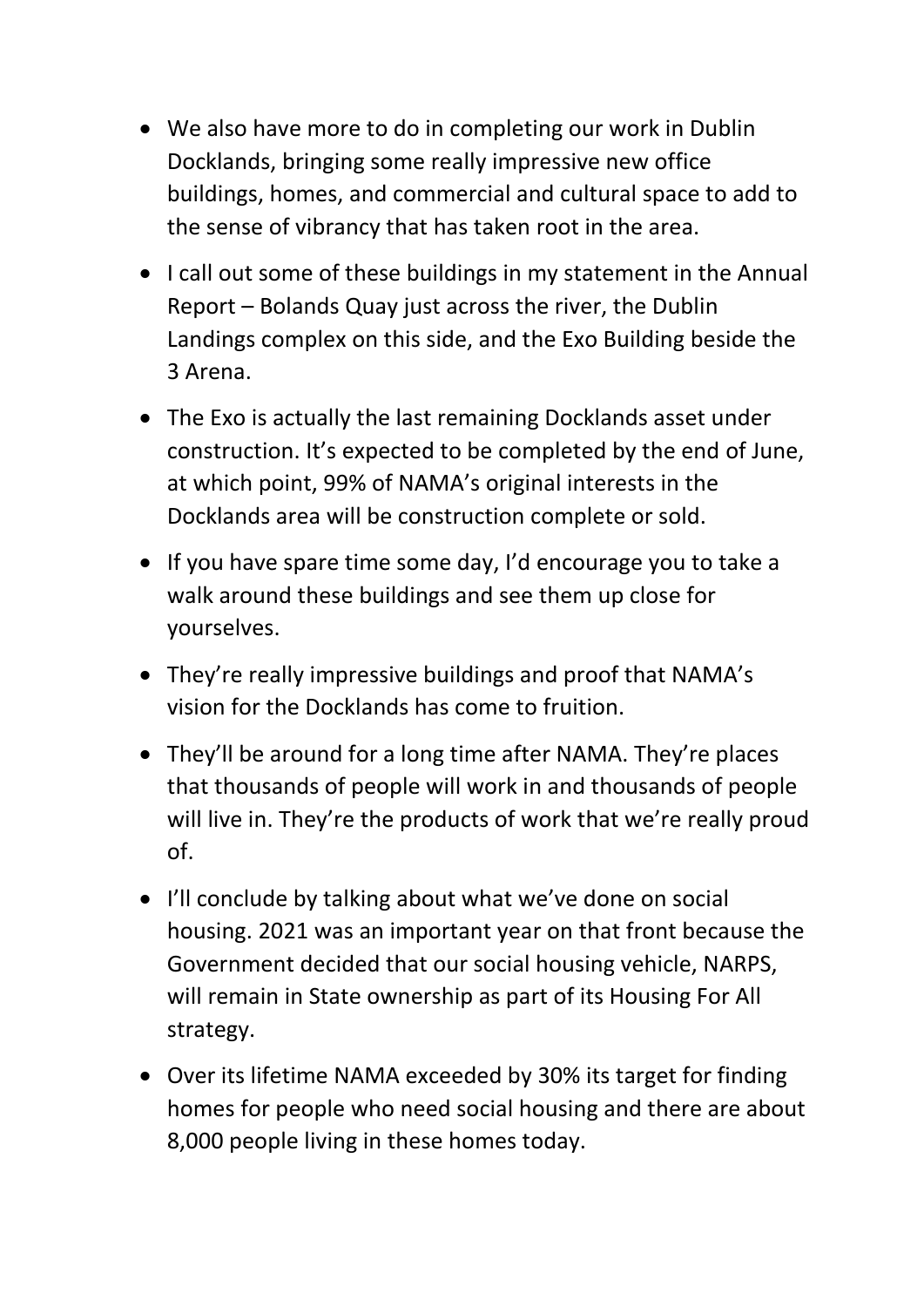- We also have more to do in completing our work in Dublin Docklands, bringing some really impressive new office buildings, homes, and commercial and cultural space to add to the sense of vibrancy that has taken root in the area.
- I call out some of these buildings in my statement in the Annual Report – Bolands Quay just across the river, the Dublin Landings complex on this side, and the Exo Building beside the 3 Arena.
- The Exo is actually the last remaining Docklands asset under construction. It's expected to be completed by the end of June, at which point, 99% of NAMA's original interests in the Docklands area will be construction complete or sold.
- If you have spare time some day, I'd encourage you to take a walk around these buildings and see them up close for yourselves.
- They're really impressive buildings and proof that NAMA's vision for the Docklands has come to fruition.
- They'll be around for a long time after NAMA. They're places that thousands of people will work in and thousands of people will live in. They're the products of work that we're really proud of.
- I'll conclude by talking about what we've done on social housing. 2021 was an important year on that front because the Government decided that our social housing vehicle, NARPS, will remain in State ownership as part of its Housing For All strategy.
- Over its lifetime NAMA exceeded by 30% its target for finding homes for people who need social housing and there are about 8,000 people living in these homes today.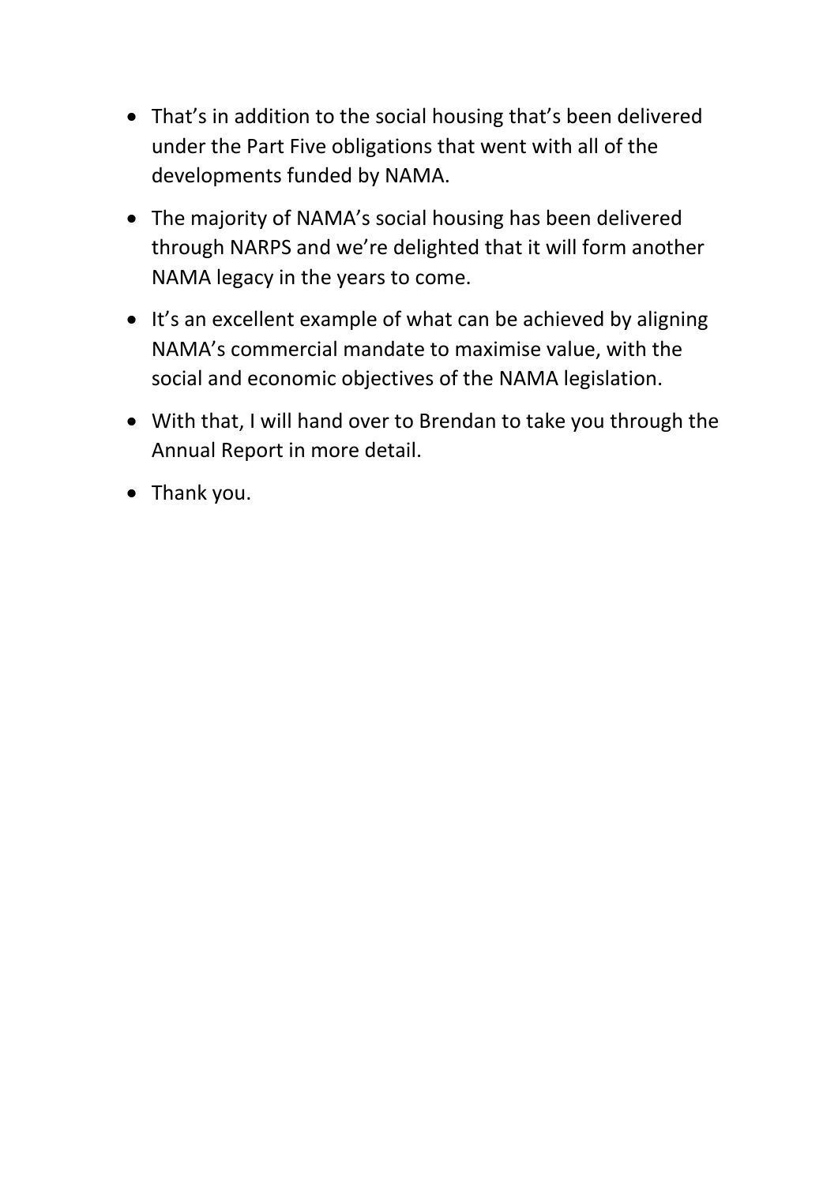- That's in addition to the social housing that's been delivered under the Part Five obligations that went with all of the developments funded by NAMA.
- The majority of NAMA's social housing has been delivered through NARPS and we're delighted that it will form another NAMA legacy in the years to come.
- It's an excellent example of what can be achieved by aligning NAMA's commercial mandate to maximise value, with the social and economic objectives of the NAMA legislation.
- With that, I will hand over to Brendan to take you through the Annual Report in more detail.
- Thank you.